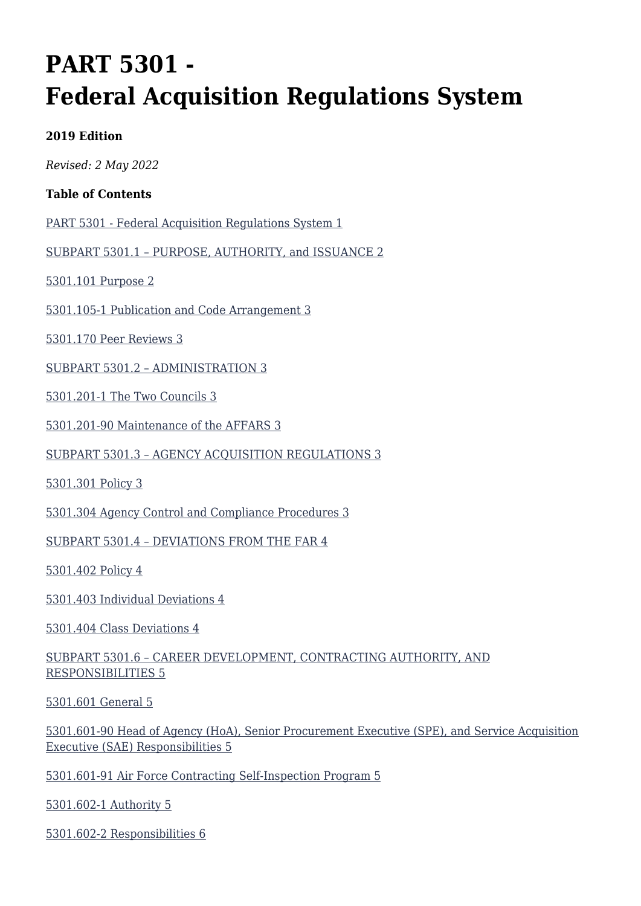# PART 5301 - Federal Acquisition Regulations System

**2019 Edition**

*Revised: 2 May 2022*

**Table of Contents**

PART 5301 - Federal Acquisition Regulations System 1

SUBPART 5301.1 – PURPOSE, AUTHORITY, and ISSUANCE 2

5301.101 Purpose 2

5301.105-1 Publication and Code Arrangement 3

5301.170 Peer Reviews 3

SUBPART 5301.2 – ADMINISTRATION 3

5301.201-1 The Two Councils 3

5301.201-90 Maintenance of the AFFARS 3

SUBPART 5301.3 – AGENCY ACQUISITION REGULATIONS 3

5301.301 Policy 3

5301.304 Agency Control and Compliance Procedures 3

SUBPART 5301.4 – DEVIATIONS FROM THE FAR 4

5301.402 Policy 4

5301.403 Individual Deviations 4

5301.404 Class Deviations 4

SUBPART 5301.6 – CAREER DEVELOPMENT, CONTRACTING AUTHORITY, AND RESPONSIBILITIES 5

5301.601 General 5

5301.601-90 Head of Agency (HoA), Senior Procurement Executive (SPE), and Service Acquisition Executive (SAE) Responsibilities 5

5301.601-91 Air Force Contracting Self-Inspection Program 5

5301.602-1 Authority 5

5301.602-2 Responsibilities 6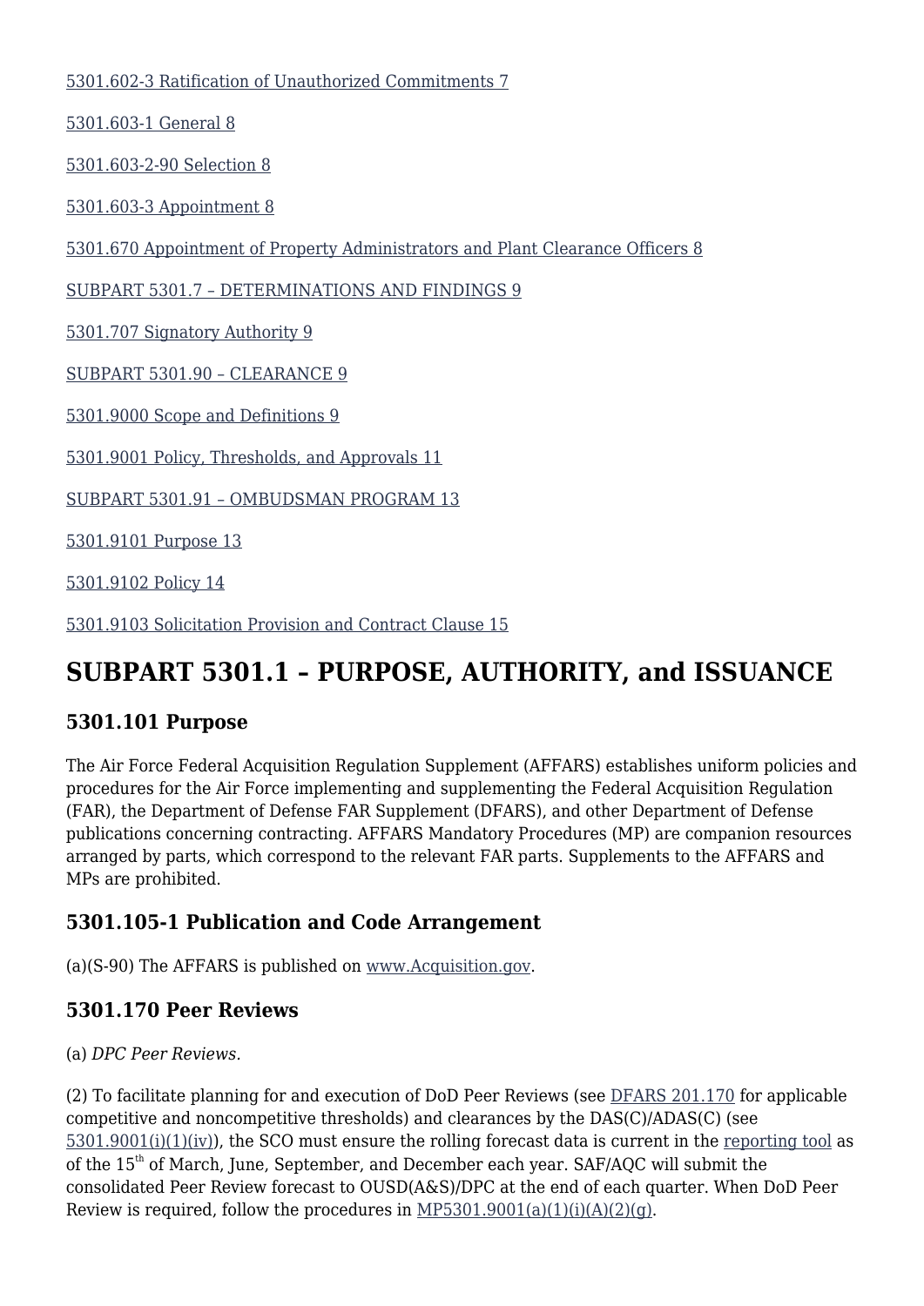[5301.602-3 Ratification of Unauthorized Commitments 7](#)

[5301.603-1 General 8](#)

[5301.603-2-90 Selection 8](#)

[5301.603-3 Appointment 8](#)

[5301.670 Appointment of Property Administrators and Plant Clearance Officers 8](#)

[SUBPART 5301.7 – DETERMINATIONS AND FINDINGS 9](#)

[5301.707 Signatory Authority 9](#)

[SUBPART 5301.90 – CLEARANCE 9](#)

[5301.9000 Scope and Definitions 9](#)

[5301.9001 Policy, Thresholds, and Approvals 11](#)

[SUBPART 5301.91 – OMBUDSMAN PROGRAM 13](#)

[5301.9101 Purpose 13](#)

[5301.9102 Policy 14](#)

[5301.9103 Solicitation Provision and Contract Clause 15](#)

## SUBPART 5301.1 – PURPOSE, AUTHORITY, and ISSUANCE

### 5301.101 Purpose

The Air Force Federal Acquisition Regulation Supplement (AFFARS) establishes uniform policies and procedures for the Air Force implementing and supplementing the Federal Acquisition Regulation (FAR), the Department of Defense FAR Supplement (DFARS), and other Department of Defense publications concerning contracting. AFFARS Mandatory Procedures (MP) are companion resources arranged by parts, which correspond to the relevant FAR parts. Supplements to the AFFARS and MPs are prohibited.

### 5301.105-1 Publication and Code Arrangement

(a)(S-90) The AFFARS is published on www.Acquisition.gov.

### 5301.170 Peer Reviews

(a) *DPC Peer Reviews.*

(2) To facilitate planning for and execution of DoD Peer Reviews (see DFARS 201.170 for applicable competitive and noncompetitive thresholds) and clearances by the DAS(C)/ADAS(C) (see 5301.9001(i)(1)(iv)), the SCO must ensure the rolling forecast data is current in the reporting tool as of the 15th of March, June, September, and December each year. SAF/AQC will submit the consolidated Peer Review forecast to OUSD(A&S)/DPC at the end of each quarter. When DoD Peer Review is required, follow the procedures in MP5301.9001(a)(1)(i)(A)(2)(g).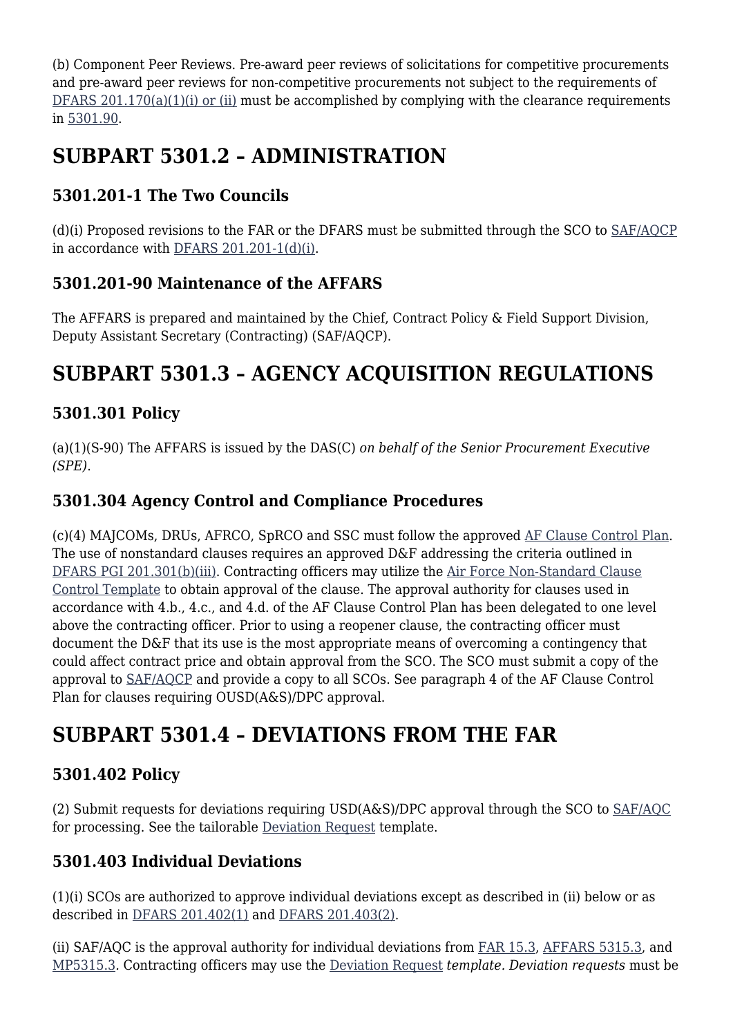(b) Component Peer Reviews. Pre-award peer reviews of solicitations for competitive procurements and pre-award peer reviews for non-competitive procurements not subject to the requirements of DFARS 201.170(a)(1)(i) or (ii) must be accomplished by complying with the clearance requirements in 5301.90.

# SUBPART 5301.2 – ADMINISTRATION

## 5301.201-1 The Two Councils

(d)(i) Proposed revisions to the FAR or the DFARS must be submitted through the SCO to SAF/AQCP in accordance with DFARS 201.201-1(d)(i).

## 5301.201-90 Maintenance of the AFFARS

The AFFARS is prepared and maintained by the Chief, Contract Policy & Field Support Division, Deputy Assistant Secretary (Contracting) (SAF/AQCP).

# SUBPART 5301.3 – AGENCY ACQUISITION REGULATIONS

## 5301.301 Policy

(a)(1)(S-90) The AFFARS is issued by the DAS(C) *on behalf of the Senior Procurement Executive (SPE)*.

## 5301.304 Agency Control and Compliance Procedures

(c)(4) MAJCOMs, DRUs, AFRCO, SpRCO and SSC must follow the approved AF Clause Control Plan. The use of nonstandard clauses requires an approved D&F addressing the criteria outlined in DFARS PGI 201.301(b)(iii). Contracting officers may utilize the Air Force Non-Standard Clause Control Template to obtain approval of the clause. The approval authority for clauses used in accordance with 4.b., 4.c., and 4.d. of the AF Clause Control Plan has been delegated to one level above the contracting officer. Prior to using a reopener clause, the contracting officer must document the D&F that its use is the most appropriate means of overcoming a contingency that could affect contract price and obtain approval from the SCO. The SCO must submit a copy of the approval to SAF/AQCP and provide a copy to all SCOs. See paragraph 4 of the AF Clause Control Plan for clauses requiring OUSD(A&S)/DPC approval.

# SUBPART 5301.4 – DEVIATIONS FROM THE FAR

## 5301.402 Policy

(2) Submit requests for deviations requiring USD(A&S)/DPC approval through the SCO to SAF/AQC for processing. See the tailorable Deviation Request template.

## 5301.403 Individual Deviations

(1)(i) SCOs are authorized to approve individual deviations except as described in (ii) below or as described in DFARS 201.402(1) and DFARS 201.403(2).

(ii) SAF/AQC is the approval authority for individual deviations from FAR 15.3, AFFARS 5315.3, and MP5315.3. Contracting officers may use the Deviation Request *template. Deviation requests* must be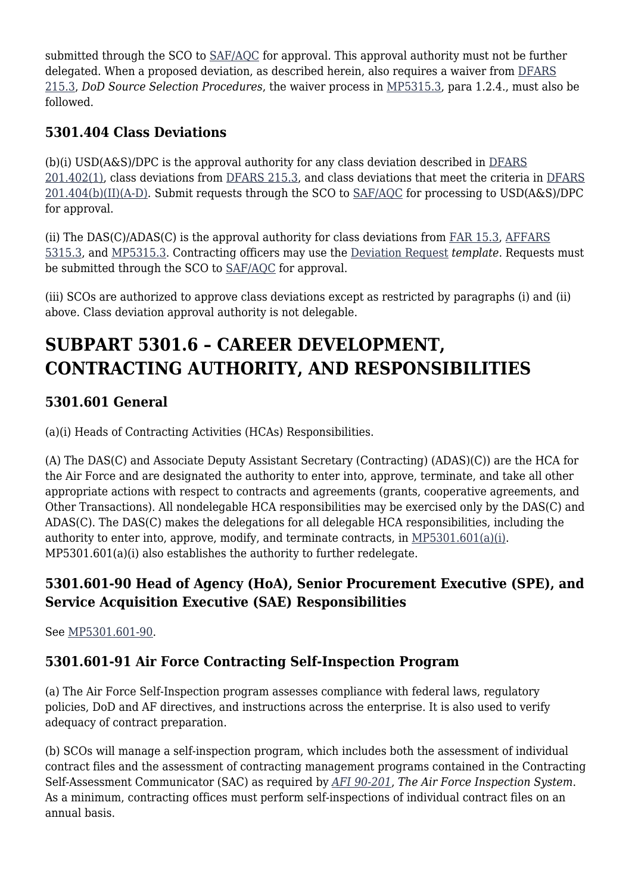submitted through the SCO to SAF/AQC for approval. This approval authority must not be further delegated. When a proposed deviation, as described herein, also requires a waiver from DFARS 215.3, *DoD Source Selection Procedures*, the waiver process in MP5315.3, para 1.2.4., must also be followed.

### 5301.404 Class Deviations

(b)(i) USD(A&S)/DPC is the approval authority for any class deviation described in DFARS 201.402(1), class deviations from DFARS 215.3, and class deviations that meet the criteria in DFARS 201.404(b)(II)(A-D). Submit requests through the SCO to SAF/AQC for processing to USD(A&S)/DPC for approval.

(ii) The DAS(C)/ADAS(C) is the approval authority for class deviations from FAR 15.3, AFFARS 5315.3, and MP5315.3. Contracting officers may use the Deviation Request *template*. Requests must be submitted through the SCO to SAF/AQC for approval.

(iii) SCOs are authorized to approve class deviations except as restricted by paragraphs (i) and (ii) above. Class deviation approval authority is not delegable.

## SUBPART 5301.6 – CAREER DEVELOPMENT, CONTRACTING AUTHORITY, AND RESPONSIBILITIES

### 5301.601 General

(a)(i) Heads of Contracting Activities (HCAs) Responsibilities.

(A) The DAS(C) and Associate Deputy Assistant Secretary (Contracting) (ADAS)(C)) are the HCA for the Air Force and are designated the authority to enter into, approve, terminate, and take all other appropriate actions with respect to contracts and agreements (grants, cooperative agreements, and Other Transactions). All nondelegable HCA responsibilities may be exercised only by the DAS(C) and ADAS(C). The DAS(C) makes the delegations for all delegable HCA responsibilities, including the authority to enter into, approve, modify, and terminate contracts, in MP5301.601(a)(i). MP5301.601(a)(i) also establishes the authority to further redelegate.

### 5301.601-90 Head of Agency (HoA), Senior Procurement Executive (SPE), and Service Acquisition Executive (SAE) Responsibilities

See MP5301.601-90.

### 5301.601-91 Air Force Contracting Self-Inspection Program

(a) The Air Force Self-Inspection program assesses compliance with federal laws, regulatory policies, DoD and AF directives, and instructions across the enterprise. It is also used to verify adequacy of contract preparation.

(b) SCOs will manage a self-inspection program, which includes both the assessment of individual contract files and the assessment of contracting management programs contained in the Contracting Self-Assessment Communicator (SAC) as required by *AFI 90-201*, *The Air Force Inspection System*. As a minimum, contracting offices must perform self-inspections of individual contract files on an annual basis.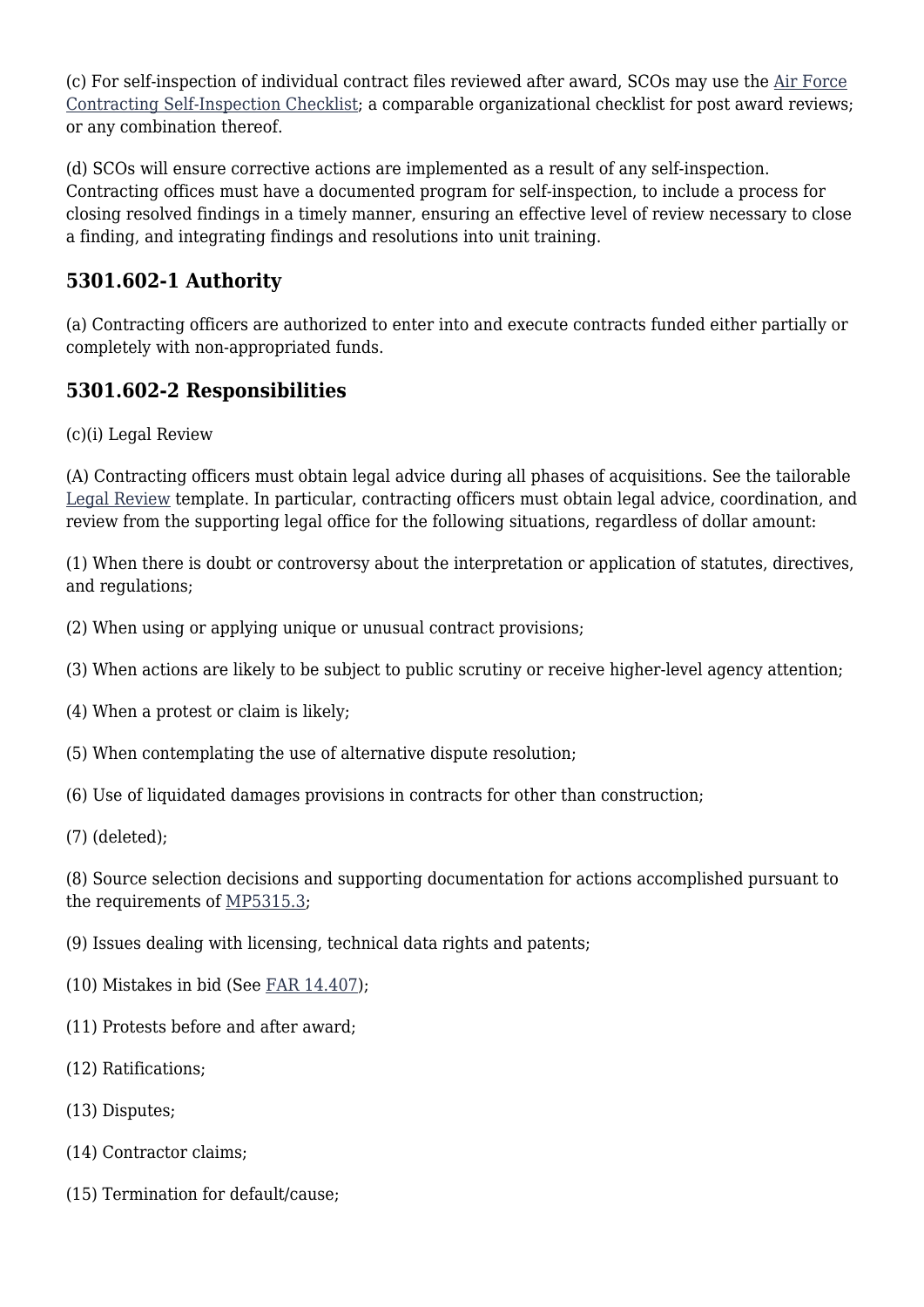(c) For self-inspection of individual contract files reviewed after award, SCOs may use the Air Force Contracting Self-Inspection Checklist; a comparable organizational checklist for post award reviews; or any combination thereof.

(d) SCOs will ensure corrective actions are implemented as a result of any self-inspection. Contracting offices must have a documented program for self-inspection, to include a process for closing resolved findings in a timely manner, ensuring an effective level of review necessary to close a finding, and integrating findings and resolutions into unit training.

## 5301.602-1 Authority

(a) Contracting officers are authorized to enter into and execute contracts funded either partially or completely with non-appropriated funds.

## 5301.602-2 Responsibilities

(c)(i) Legal Review

(A) Contracting officers must obtain legal advice during all phases of acquisitions. See the tailorable Legal Review template. In particular, contracting officers must obtain legal advice, coordination, and review from the supporting legal office for the following situations, regardless of dollar amount:

(1) When there is doubt or controversy about the interpretation or application of statutes, directives, and regulations;

(2) When using or applying unique or unusual contract provisions;

(3) When actions are likely to be subject to public scrutiny or receive higher-level agency attention;

(4) When a protest or claim is likely;

(5) When contemplating the use of alternative dispute resolution;

(6) Use of liquidated damages provisions in contracts for other than construction;

(7) (deleted);

(8) Source selection decisions and supporting documentation for actions accomplished pursuant to the requirements of MP5315.3;

(9) Issues dealing with licensing, technical data rights and patents;

(10) Mistakes in bid (See FAR 14.407);

(11) Protests before and after award;

(12) Ratifications;

(13) Disputes;

(14) Contractor claims;

(15) Termination for default/cause;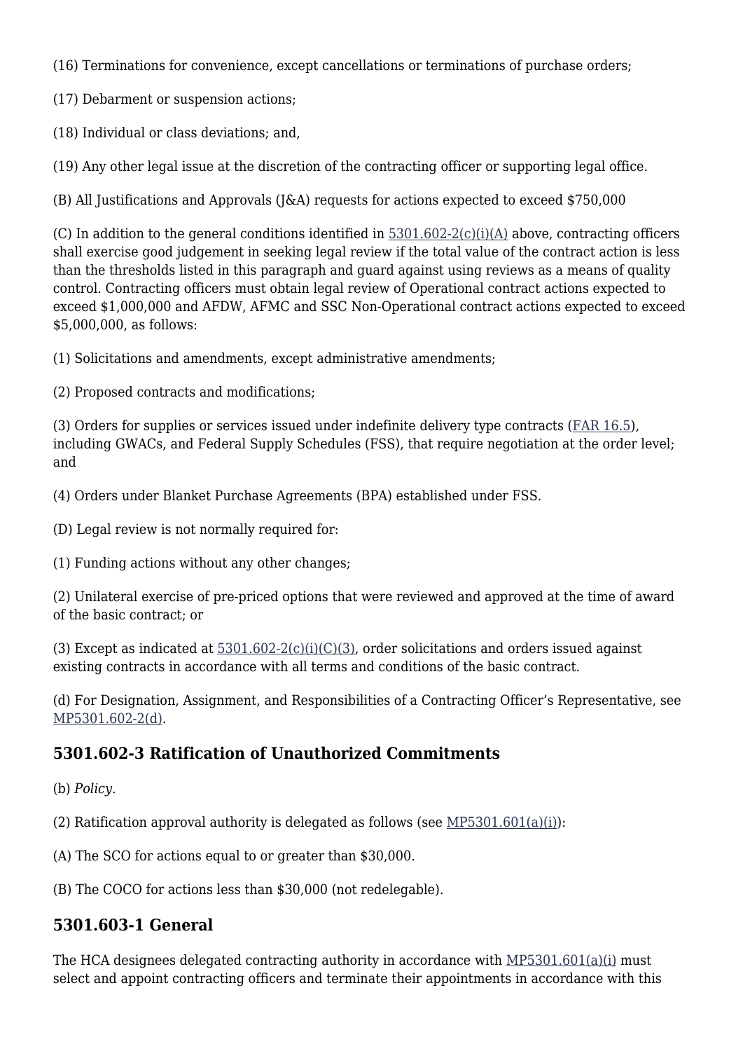(16) Terminations for convenience, except cancellations or terminations of purchase orders;

(17) Debarment or suspension actions;

(18) Individual or class deviations; and,

(19) Any other legal issue at the discretion of the contracting officer or supporting legal office.

(B) All Justifications and Approvals (J&A) requests for actions expected to exceed $750,000

(C) In addition to the general conditions identified in 5301.602-2(c)(i)(A) above, contracting officers shall exercise good judgement in seeking legal review if the total value of the contract action is less than the thresholds listed in this paragraph and guard against using reviews as a means of quality control. Contracting officers must obtain legal review of Operational contract actions expected to exceed $1,000,000 and AFDW, AFMC and SSC Non-Operational contract actions expected to exceed $5,000,000, as follows:

(1) Solicitations and amendments, except administrative amendments;

(2) Proposed contracts and modifications;

(3) Orders for supplies or services issued under indefinite delivery type contracts (FAR 16.5), including GWACs, and Federal Supply Schedules (FSS), that require negotiation at the order level; and

(4) Orders under Blanket Purchase Agreements (BPA) established under FSS.

(D) Legal review is not normally required for:

(1) Funding actions without any other changes;

(2) Unilateral exercise of pre-priced options that were reviewed and approved at the time of award of the basic contract; or

(3) Except as indicated at 5301.602-2(c)(i)(C)(3), order solicitations and orders issued against existing contracts in accordance with all terms and conditions of the basic contract.

(d) For Designation, Assignment, and Responsibilities of a Contracting Officer's Representative, see MP5301.602-2(d).

## 5301.602-3 Ratification of Unauthorized Commitments

(b) *Policy*.

(2) Ratification approval authority is delegated as follows (see MP5301.601(a)(i)):

(A) The SCO for actions equal to or greater than $30,000.

(B) The COCO for actions less than $30,000 (not redelegable).

## 5301.603-1 General

The HCA designees delegated contracting authority in accordance with MP5301.601(a)(i) must select and appoint contracting officers and terminate their appointments in accordance with this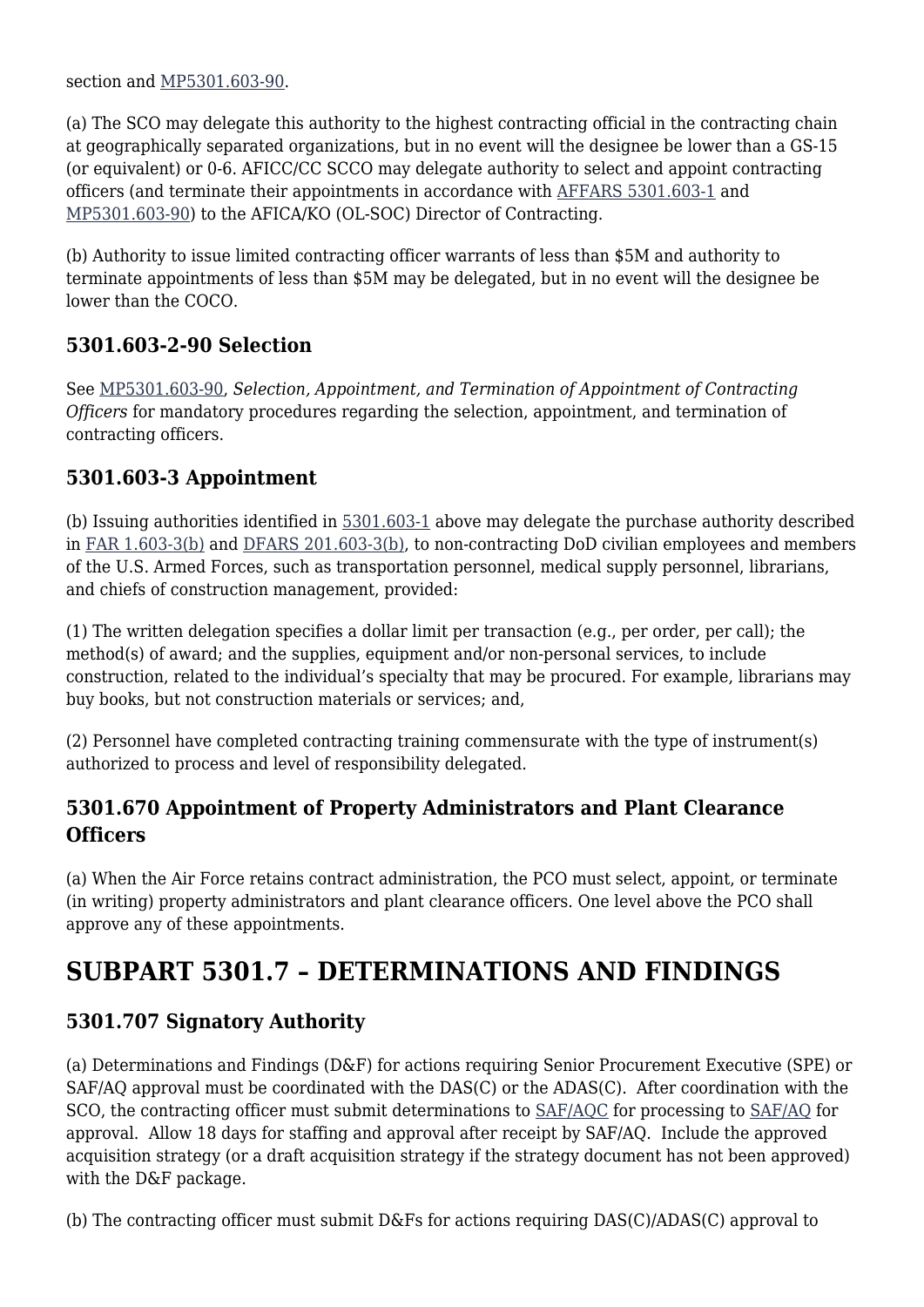section and MP5301.603-90.

(a) The SCO may delegate this authority to the highest contracting official in the contracting chain at geographically separated organizations, but in no event will the designee be lower than a GS-15 (or equivalent) or 0-6. AFICC/CC SCCO may delegate authority to select and appoint contracting officers (and terminate their appointments in accordance with AFFARS 5301.603-1 and MP5301.603-90) to the AFICA/KO (OL-SOC) Director of Contracting.

(b) Authority to issue limited contracting officer warrants of less than $5M and authority to terminate appointments of less than $5M may be delegated, but in no event will the designee be lower than the COCO.

### 5301.603-2-90 Selection

See MP5301.603-90, *Selection, Appointment, and Termination of Appointment of Contracting Officers* for mandatory procedures regarding the selection, appointment, and termination of contracting officers.

### 5301.603-3 Appointment

(b) Issuing authorities identified in 5301.603-1 above may delegate the purchase authority described in FAR 1.603-3(b) and DFARS 201.603-3(b), to non-contracting DoD civilian employees and members of the U.S. Armed Forces, such as transportation personnel, medical supply personnel, librarians, and chiefs of construction management, provided:

(1) The written delegation specifies a dollar limit per transaction (e.g., per order, per call); the method(s) of award; and the supplies, equipment and/or non-personal services, to include construction, related to the individual's specialty that may be procured. For example, librarians may buy books, but not construction materials or services; and,

(2) Personnel have completed contracting training commensurate with the type of instrument(s) authorized to process and level of responsibility delegated.

### 5301.670 Appointment of Property Administrators and Plant Clearance Officers

(a) When the Air Force retains contract administration, the PCO must select, appoint, or terminate (in writing) property administrators and plant clearance officers. One level above the PCO shall approve any of these appointments.

## SUBPART 5301.7 – DETERMINATIONS AND FINDINGS

### 5301.707 Signatory Authority

(a) Determinations and Findings (D&F) for actions requiring Senior Procurement Executive (SPE) or SAF/AQ approval must be coordinated with the DAS(C) or the ADAS(C). After coordination with the SCO, the contracting officer must submit determinations to SAF/AQC for processing to SAF/AQ for approval. Allow 18 days for staffing and approval after receipt by SAF/AQ. Include the approved acquisition strategy (or a draft acquisition strategy if the strategy document has not been approved) with the D&F package.

(b) The contracting officer must submit D&Fs for actions requiring DAS(C)/ADAS(C) approval to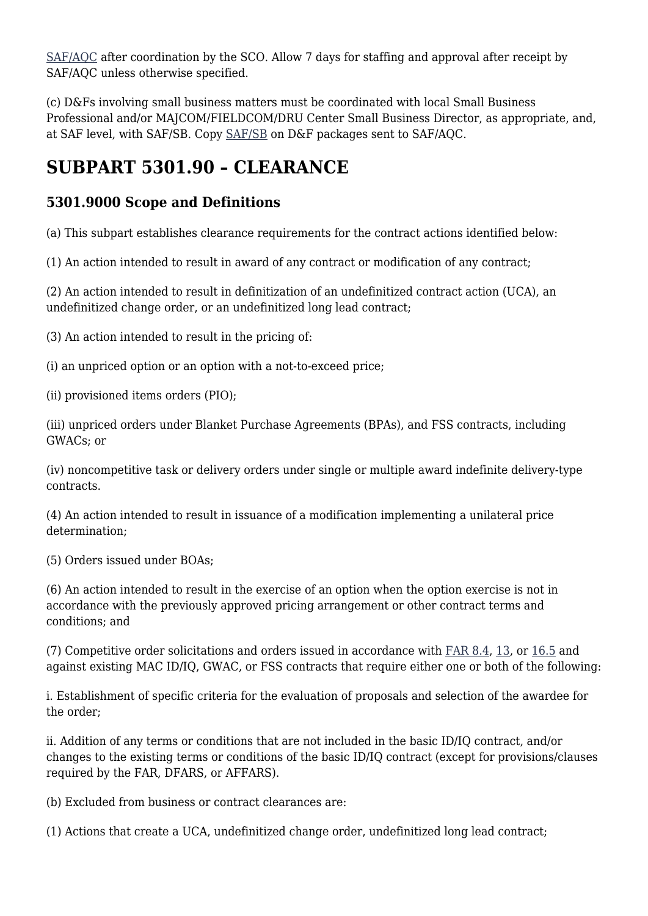SAF/AQC after coordination by the SCO. Allow 7 days for staffing and approval after receipt by SAF/AQC unless otherwise specified.

(c) D&Fs involving small business matters must be coordinated with local Small Business Professional and/or MAJCOM/FIELDCOM/DRU Center Small Business Director, as appropriate, and, at SAF level, with SAF/SB. Copy SAF/SB on D&F packages sent to SAF/AQC.

# SUBPART 5301.90 – CLEARANCE

## 5301.9000 Scope and Definitions

(a) This subpart establishes clearance requirements for the contract actions identified below:

(1) An action intended to result in award of any contract or modification of any contract;

(2) An action intended to result in definitization of an undefinitized contract action (UCA), an undefinitized change order, or an undefinitized long lead contract;

(3) An action intended to result in the pricing of:

(i) an unpriced option or an option with a not-to-exceed price;

(ii) provisioned items orders (PIO);

(iii) unpriced orders under Blanket Purchase Agreements (BPAs), and FSS contracts, including GWACs; or

(iv) noncompetitive task or delivery orders under single or multiple award indefinite delivery-type contracts.

(4) An action intended to result in issuance of a modification implementing a unilateral price determination;

(5) Orders issued under BOAs;

(6) An action intended to result in the exercise of an option when the option exercise is not in accordance with the previously approved pricing arrangement or other contract terms and conditions; and

(7) Competitive order solicitations and orders issued in accordance with FAR 8.4, 13, or 16.5 and against existing MAC ID/IQ, GWAC, or FSS contracts that require either one or both of the following:

i. Establishment of specific criteria for the evaluation of proposals and selection of the awardee for the order;

ii. Addition of any terms or conditions that are not included in the basic ID/IQ contract, and/or changes to the existing terms or conditions of the basic ID/IQ contract (except for provisions/clauses required by the FAR, DFARS, or AFFARS).

(b) Excluded from business or contract clearances are:

(1) Actions that create a UCA, undefinitized change order, undefinitized long lead contract;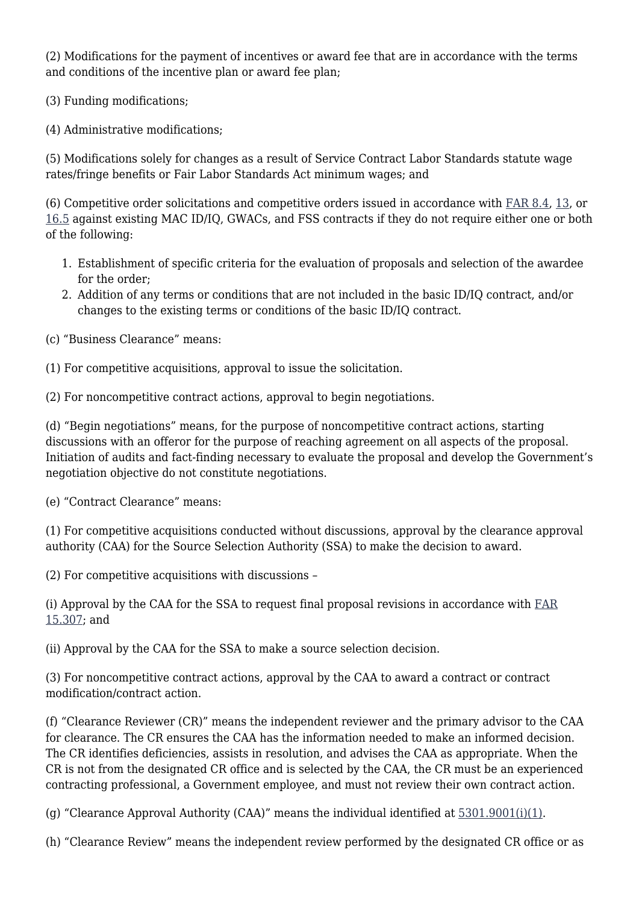(2) Modifications for the payment of incentives or award fee that are in accordance with the terms and conditions of the incentive plan or award fee plan;

(3) Funding modifications;

(4) Administrative modifications;

(5) Modifications solely for changes as a result of Service Contract Labor Standards statute wage rates/fringe benefits or Fair Labor Standards Act minimum wages; and

(6) Competitive order solicitations and competitive orders issued in accordance with FAR 8.4, 13, or 16.5 against existing MAC ID/IQ, GWACs, and FSS contracts if they do not require either one or both of the following:

1. Establishment of specific criteria for the evaluation of proposals and selection of the awardee for the order;
2. Addition of any terms or conditions that are not included in the basic ID/IQ contract, and/or changes to the existing terms or conditions of the basic ID/IQ contract.

(c) "Business Clearance" means:

(1) For competitive acquisitions, approval to issue the solicitation.

(2) For noncompetitive contract actions, approval to begin negotiations.

(d) "Begin negotiations" means, for the purpose of noncompetitive contract actions, starting discussions with an offeror for the purpose of reaching agreement on all aspects of the proposal. Initiation of audits and fact-finding necessary to evaluate the proposal and develop the Government's negotiation objective do not constitute negotiations.

(e) "Contract Clearance" means:

(1) For competitive acquisitions conducted without discussions, approval by the clearance approval authority (CAA) for the Source Selection Authority (SSA) to make the decision to award.

(2) For competitive acquisitions with discussions –

(i) Approval by the CAA for the SSA to request final proposal revisions in accordance with FAR 15.307; and

(ii) Approval by the CAA for the SSA to make a source selection decision.

(3) For noncompetitive contract actions, approval by the CAA to award a contract or contract modification/contract action.

(f) "Clearance Reviewer (CR)" means the independent reviewer and the primary advisor to the CAA for clearance. The CR ensures the CAA has the information needed to make an informed decision. The CR identifies deficiencies, assists in resolution, and advises the CAA as appropriate. When the CR is not from the designated CR office and is selected by the CAA, the CR must be an experienced contracting professional, a Government employee, and must not review their own contract action.

(g) "Clearance Approval Authority (CAA)" means the individual identified at 5301.9001(i)(1).

(h) "Clearance Review" means the independent review performed by the designated CR office or as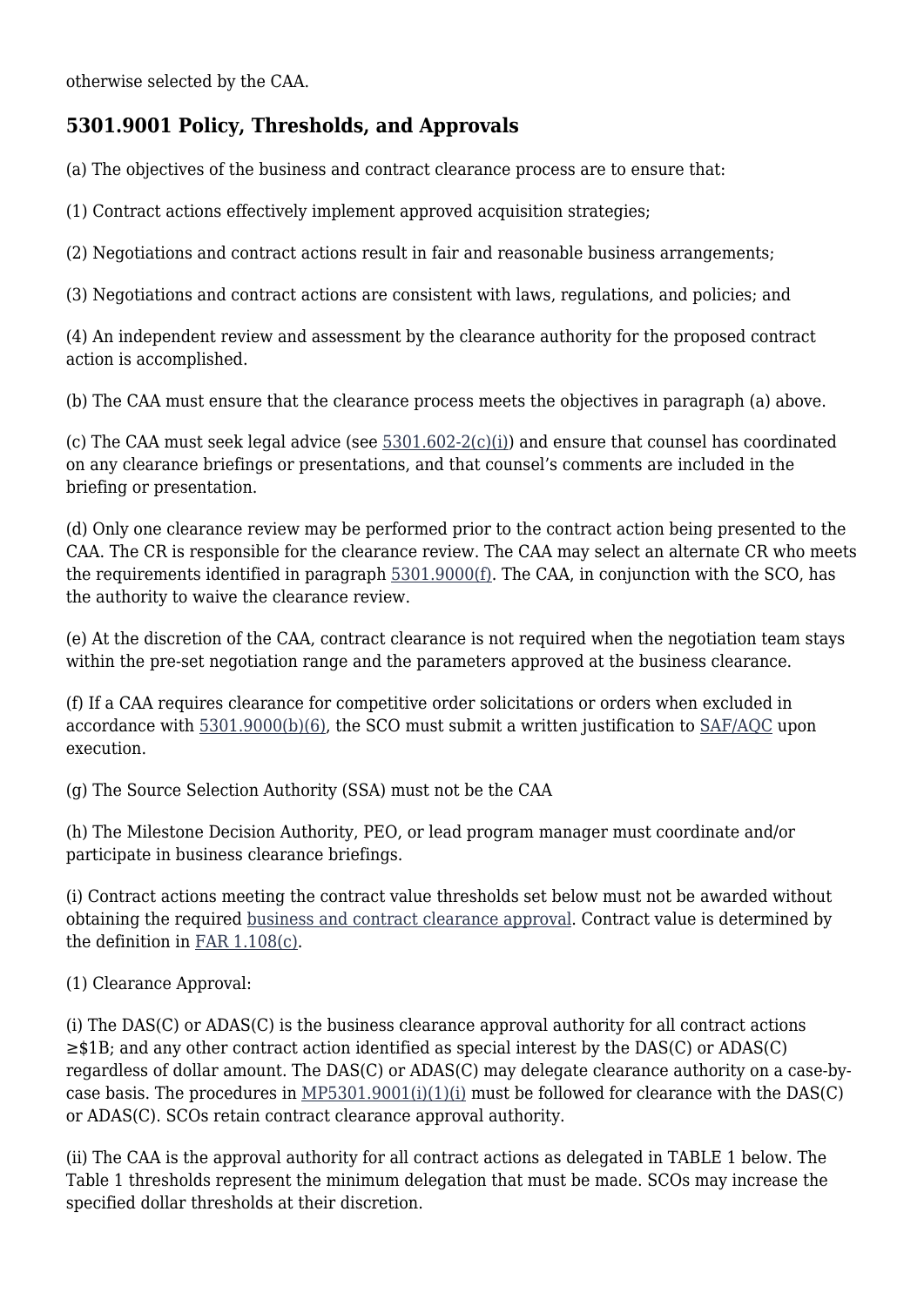otherwise selected by the CAA.

## 5301.9001 Policy, Thresholds, and Approvals

(a) The objectives of the business and contract clearance process are to ensure that:

(1) Contract actions effectively implement approved acquisition strategies;

(2) Negotiations and contract actions result in fair and reasonable business arrangements;

(3) Negotiations and contract actions are consistent with laws, regulations, and policies; and

(4) An independent review and assessment by the clearance authority for the proposed contract action is accomplished.

(b) The CAA must ensure that the clearance process meets the objectives in paragraph (a) above.

(c) The CAA must seek legal advice (see 5301.602-2(c)(i)) and ensure that counsel has coordinated on any clearance briefings or presentations, and that counsel's comments are included in the briefing or presentation.

(d) Only one clearance review may be performed prior to the contract action being presented to the CAA. The CR is responsible for the clearance review. The CAA may select an alternate CR who meets the requirements identified in paragraph 5301.9000(f). The CAA, in conjunction with the SCO, has the authority to waive the clearance review.

(e) At the discretion of the CAA, contract clearance is not required when the negotiation team stays within the pre-set negotiation range and the parameters approved at the business clearance.

(f) If a CAA requires clearance for competitive order solicitations or orders when excluded in accordance with 5301.9000(b)(6), the SCO must submit a written justification to SAF/AQC upon execution.

(g) The Source Selection Authority (SSA) must not be the CAA

(h) The Milestone Decision Authority, PEO, or lead program manager must coordinate and/or participate in business clearance briefings.

(i) Contract actions meeting the contract value thresholds set below must not be awarded without obtaining the required business and contract clearance approval. Contract value is determined by the definition in FAR 1.108(c).

(1) Clearance Approval:

(i) The DAS(C) or ADAS(C) is the business clearance approval authority for all contract actions ≥$1B; and any other contract action identified as special interest by the DAS(C) or ADAS(C) regardless of dollar amount. The DAS(C) or ADAS(C) may delegate clearance authority on a case-by-case basis. The procedures in MP5301.9001(i)(1)(i) must be followed for clearance with the DAS(C) or ADAS(C). SCOs retain contract clearance approval authority.

(ii) The CAA is the approval authority for all contract actions as delegated in TABLE 1 below. The Table 1 thresholds represent the minimum delegation that must be made. SCOs may increase the specified dollar thresholds at their discretion.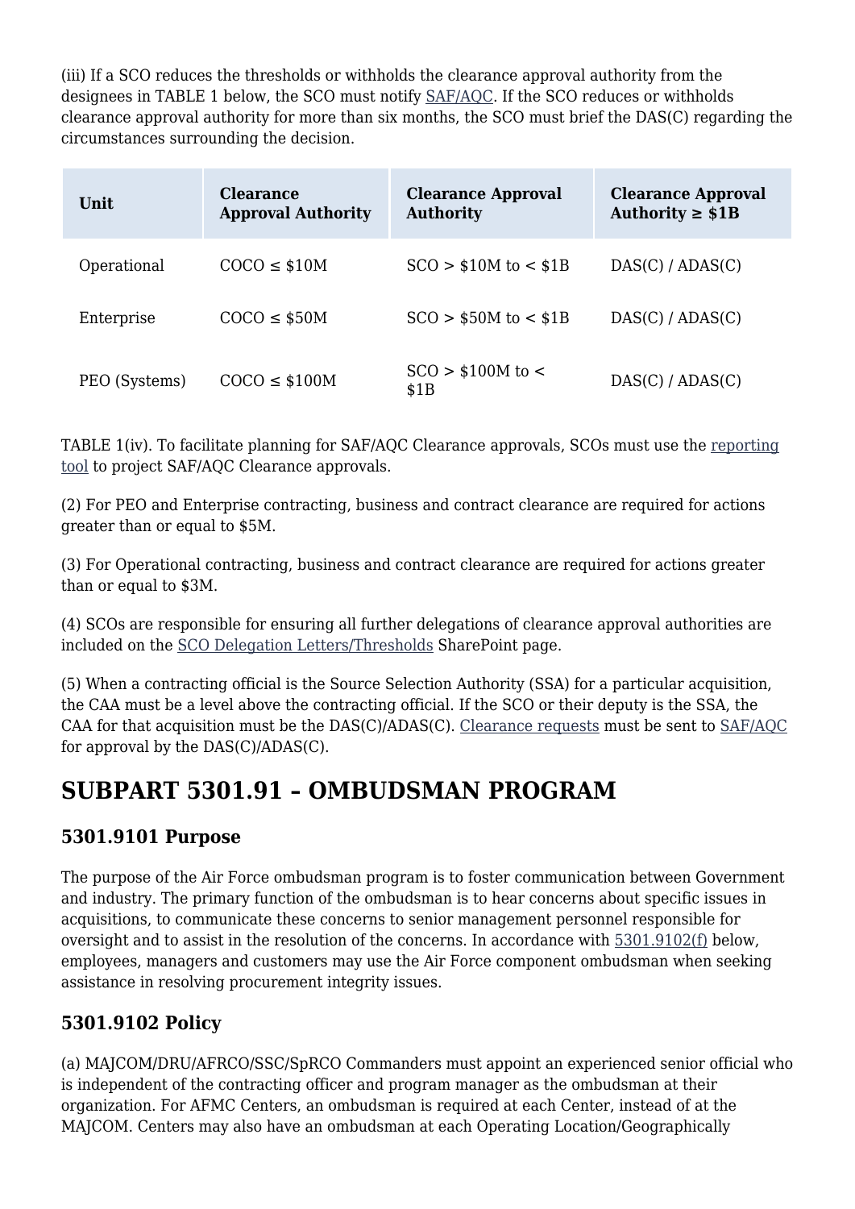(iii) If a SCO reduces the thresholds or withholds the clearance approval authority from the designees in TABLE 1 below, the SCO must notify SAF/AQC. If the SCO reduces or withholds clearance approval authority for more than six months, the SCO must brief the DAS(C) regarding the circumstances surrounding the decision.

| Unit | Clearance Approval Authority | Clearance Approval Authority | Clearance Approval Authority ≥ $1B |
|---|---|---|---|
| Operational | COCO ≤ $10M | SCO > $10M to < $1B | DAS(C) / ADAS(C) |
| Enterprise | COCO ≤ $50M | SCO > $50M to < $1B | DAS(C) / ADAS(C) |
| PEO (Systems) | COCO ≤ $100M | SCO > $100M to < $1B | DAS(C) / ADAS(C) |

TABLE 1(iv). To facilitate planning for SAF/AQC Clearance approvals, SCOs must use the reporting tool to project SAF/AQC Clearance approvals.

(2) For PEO and Enterprise contracting, business and contract clearance are required for actions greater than or equal to $5M.

(3) For Operational contracting, business and contract clearance are required for actions greater than or equal to $3M.

(4) SCOs are responsible for ensuring all further delegations of clearance approval authorities are included on the SCO Delegation Letters/Thresholds SharePoint page.

(5) When a contracting official is the Source Selection Authority (SSA) for a particular acquisition, the CAA must be a level above the contracting official. If the SCO or their deputy is the SSA, the CAA for that acquisition must be the DAS(C)/ADAS(C). Clearance requests must be sent to SAF/AQC for approval by the DAS(C)/ADAS(C).

# SUBPART 5301.91 – OMBUDSMAN PROGRAM

## 5301.9101 Purpose

The purpose of the Air Force ombudsman program is to foster communication between Government and industry. The primary function of the ombudsman is to hear concerns about specific issues in acquisitions, to communicate these concerns to senior management personnel responsible for oversight and to assist in the resolution of the concerns. In accordance with 5301.9102(f) below, employees, managers and customers may use the Air Force component ombudsman when seeking assistance in resolving procurement integrity issues.

## 5301.9102 Policy

(a) MAJCOM/DRU/AFRCO/SSC/SpRCO Commanders must appoint an experienced senior official who is independent of the contracting officer and program manager as the ombudsman at their organization. For AFMC Centers, an ombudsman is required at each Center, instead of at the MAJCOM. Centers may also have an ombudsman at each Operating Location/Geographically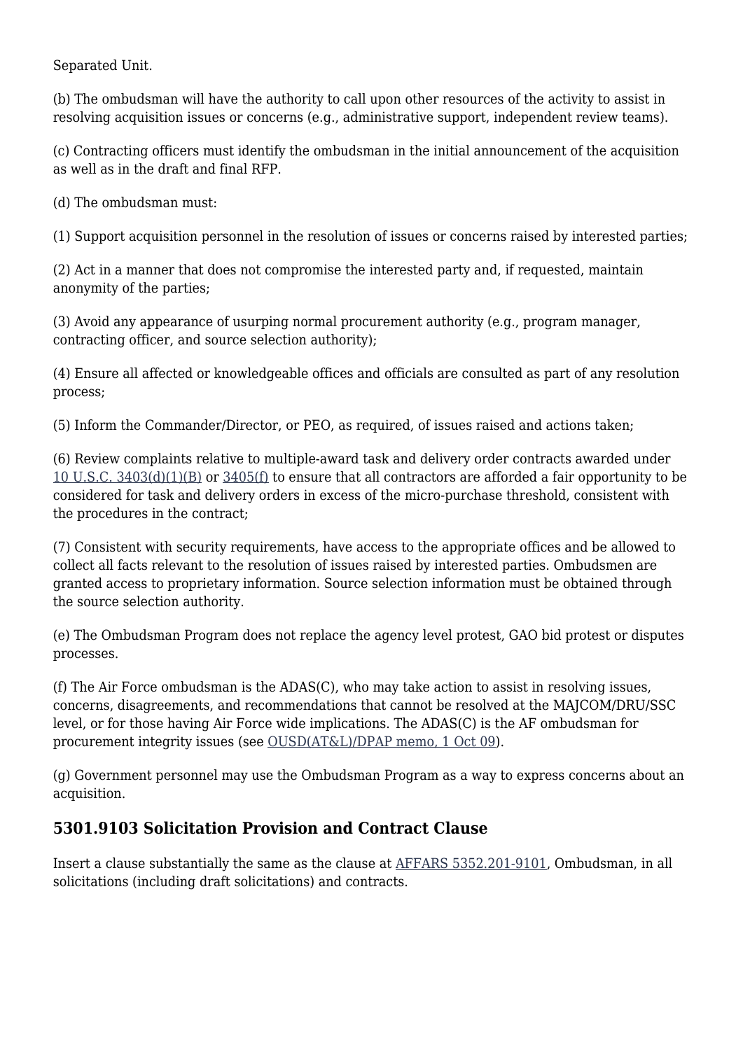Separated Unit.

(b) The ombudsman will have the authority to call upon other resources of the activity to assist in resolving acquisition issues or concerns (e.g., administrative support, independent review teams).

(c) Contracting officers must identify the ombudsman in the initial announcement of the acquisition as well as in the draft and final RFP.

(d) The ombudsman must:

(1) Support acquisition personnel in the resolution of issues or concerns raised by interested parties;

(2) Act in a manner that does not compromise the interested party and, if requested, maintain anonymity of the parties;

(3) Avoid any appearance of usurping normal procurement authority (e.g., program manager, contracting officer, and source selection authority);

(4) Ensure all affected or knowledgeable offices and officials are consulted as part of any resolution process;

(5) Inform the Commander/Director, or PEO, as required, of issues raised and actions taken;

(6) Review complaints relative to multiple-award task and delivery order contracts awarded under 10 U.S.C. 3403(d)(1)(B) or 3405(f) to ensure that all contractors are afforded a fair opportunity to be considered for task and delivery orders in excess of the micro-purchase threshold, consistent with the procedures in the contract;

(7) Consistent with security requirements, have access to the appropriate offices and be allowed to collect all facts relevant to the resolution of issues raised by interested parties. Ombudsmen are granted access to proprietary information. Source selection information must be obtained through the source selection authority.

(e) The Ombudsman Program does not replace the agency level protest, GAO bid protest or disputes processes.

(f) The Air Force ombudsman is the ADAS(C), who may take action to assist in resolving issues, concerns, disagreements, and recommendations that cannot be resolved at the MAJCOM/DRU/SSC level, or for those having Air Force wide implications. The ADAS(C) is the AF ombudsman for procurement integrity issues (see OUSD(AT&L)/DPAP memo, 1 Oct 09).

(g) Government personnel may use the Ombudsman Program as a way to express concerns about an acquisition.

## 5301.9103 Solicitation Provision and Contract Clause

Insert a clause substantially the same as the clause at AFFARS 5352.201-9101, Ombudsman, in all solicitations (including draft solicitations) and contracts.